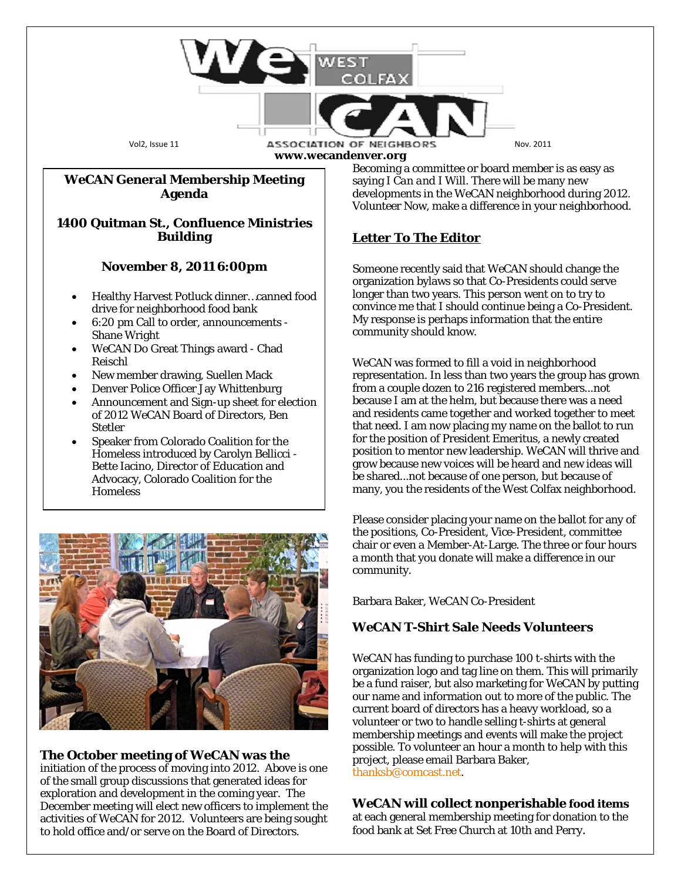# WeCAN West Colfax Association of Neighbors

Vol2, Issue 11 Nov. 2011

www.wecandenver.org

## WeCAN General Membership Meeting Agenda

### 1400 Quitman St., Confluence Ministries Building

### November 8, 2011 6:00pm

- Healthy Harvest Potluck dinner…canned food drive for neighborhood food bank
- 6:20 pm Call to order, announcements - Shane Wright
- WeCAN Do Great Things award - Chad Reischl
- New member drawing, Suellen Mack
- Denver Police Officer Jay Whittenburg
- Announcement and Sign-up sheet for election of 2012 WeCAN Board of Directors, Ben Stetler
- Speaker from Colorado Coalition for the Homeless introduced by Carolyn Bellicci - Bette Iacino, Director of Education and Advocacy, Colorado Coalition for the Homeless

**The October meeting of WeCAN was the** initiation of the process of moving into 2012. Above is one of the small group discussions that generated ideas for exploration and development in the coming year. The December meeting will elect new officers to implement the activities of WeCAN for 2012. Volunteers are being sought to hold office and/or serve on the Board of Directors. Becoming a committee or board member is as easy as saying *I Can and I Will*. There will be many new developments in the WeCAN neighborhood during 2012. Volunteer Now, make a difference in your neighborhood.

## Letter To The Editor

Someone recently said that WeCAN should change the organization bylaws so that Co-Presidents could serve longer than two years. This person went on to try to convince me that I should continue being a Co-President. My response is perhaps information that the entire community should know.

WeCAN was formed to fill a void in neighborhood representation. In less than two years the group has grown from a couple dozen to 216 registered members...not because I am at the helm, but because there was a need and residents came together and worked together to meet that need. I am now placing my name on the ballot to run for the position of President Emeritus, a newly created position to mentor new leadership. WeCAN will thrive and grow because new voices will be heard and new ideas will be shared...not because of one person, but because of many, you the residents of the West Colfax neighborhood.

Please consider placing your name on the ballot for any of the positions, Co-President, Vice-President, committee chair or even a Member-At-Large. The three or four hours a month that you donate will make a difference in our community.

Barbara Baker, WeCAN Co-President

## WeCAN T-Shirt Sale Needs Volunteers

WeCAN has funding to purchase 100 t-shirts with the organization logo and tag line on them. This will primarily be a fund raiser, but also marketing for WeCAN by putting our name and information out to more of the public. The current board of directors has a heavy workload, so a volunteer or two to handle selling t-shirts at general membership meetings and events will make the project possible. To volunteer an hour a month to help with this project, please email Barbara Baker, thanksb@comcast.net.

**WeCAN will collect nonperishable food items** at each general membership meeting for donation to the food bank at Set Free Church at 10th and Perry.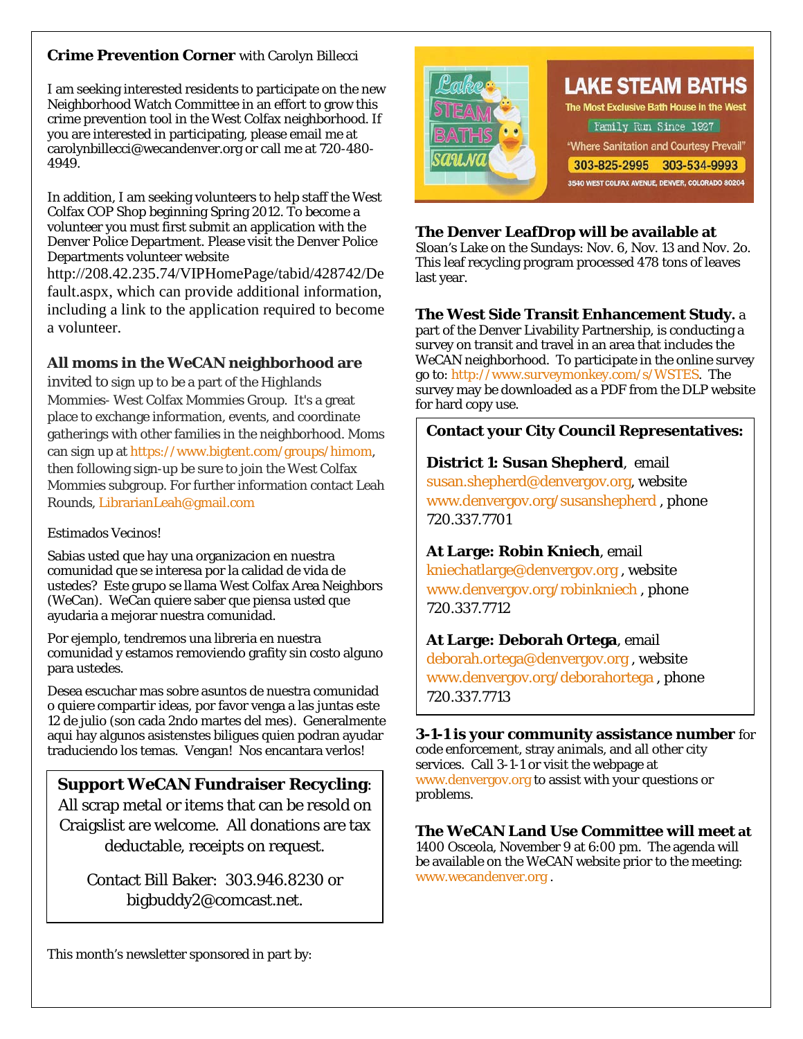**Crime Prevention Corner** with Carolyn Billecci

I am seeking interested residents to participate on the new Neighborhood Watch Committee in an effort to grow this crime prevention tool in the West Colfax neighborhood. If you are interested in participating, please email me at carolynbillecci@wecandenver.org or call me at 720-480-4949.

In addition, I am seeking volunteers to help staff the West Colfax COP Shop beginning Spring 2012. To become a volunteer you must first submit an application with the Denver Police Department. Please visit the Denver Police Departments volunteer website http://208.42.235.74/VIPHomePage/tabid/428742/Default.aspx, which can provide additional information, including a link to the application required to become a volunteer.

**All moms in the WeCAN neighborhood are** invited to sign up to be a part of the Highlands Mommies- West Colfax Mommies Group. It's a great place to exchange information, events, and coordinate gatherings with other families in the neighborhood. Moms can sign up at https://www.bigtent.com/groups/himom, then following sign-up be sure to join the West Colfax Mommies subgroup. For further information contact Leah Rounds, LibrarianLeah@gmail.com

Estimados Vecinos!

Sabias usted que hay una organizacion en nuestra comunidad que se interesa por la calidad de vida de ustedes? Este grupo se llama West Colfax Area Neighbors (WeCan). WeCan quiere saber que piensa usted que ayudaria a mejorar nuestra comunidad.

Por ejemplo, tendremos una libreria en nuestra comunidad y estamos removiendo grafity sin costo alguno para ustedes.

Desea escuchar mas sobre asuntos de nuestra comunidad o quiere compartir ideas, por favor venga a las juntas este 12 de julio (son cada 2ndo martes del mes). Generalmente aqui hay algunos asistenstes biligues quien podran ayudar traduciendo los temas. Vengan! Nos encantara verlos!

**Support WeCAN Fundraiser Recycling**: All scrap metal or items that can be resold on Craigslist are welcome. All donations are tax deductable, receipts on request.

Contact Bill Baker: 303.946.8230 or bigbuddy2@comcast.net.

This month's newsletter sponsored in part by:

LAKE STEAM BATHS
The Most Exclusive Bath House in the West
Family Run Since 1927
"Where Sanitation and Courtesy Prevail"
303-825-2995 303-534-9993
3540 WEST COLFAX AVENUE, DENVER, COLORADO 80204

**The Denver LeafDrop will be available at** Sloan's Lake on the Sundays: Nov. 6, Nov. 13 and Nov. 2o. This leaf recycling program processed 478 tons of leaves last year.

**The West Side Transit Enhancement Study.** a part of the Denver Livability Partnership, is conducting a survey on transit and travel in an area that includes the WeCAN neighborhood. To participate in the online survey go to: http://www.surveymonkey.com/s/WSTES. The survey may be downloaded as a PDF from the DLP website for hard copy use.

**Contact your City Council Representatives:**

**District 1: Susan Shepherd**, email susan.shepherd@denvergov.org, website www.denvergov.org/susanshepherd , phone 720.337.7701

**At Large: Robin Kniech**, email kniechatlarge@denvergov.org , website www.denvergov.org/robinkniech , phone 720.337.7712

**At Large: Deborah Ortega**, email deborah.ortega@denvergov.org , website www.denvergov.org/deborahortega , phone 720.337.7713

**3-1-1 is your community assistance number** for code enforcement, stray animals, and all other city services. Call 3-1-1 or visit the webpage at www.denvergov.org to assist with your questions or problems.

**The WeCAN Land Use Committee will meet at** 1400 Osceola, November 9 at 6:00 pm. The agenda will be available on the WeCAN website prior to the meeting: www.wecandenver.org .